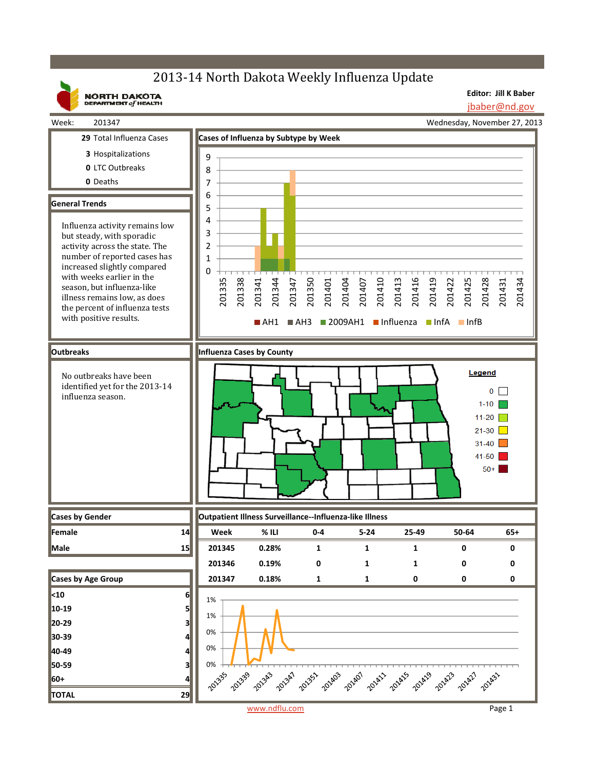# 2013-14 North Dakota Weekly Influenza Update

NORTH DAKOTA DEPARTMENT of HEALTH

**Editor: Jill K Baber**
jbaber@nd.gov

Week: 201347

Wednesday, November 27, 2013

**29** Total Influenza Cases

**3** Hospitalizations

**0** LTC Outbreaks

**0** Deaths

## General Trends

Influenza activity remains low but steady, with sporadic activity across the state. The number of reported cases has increased slightly compared with weeks earlier in the season, but influenza-like illness remains low, as does the percent of influenza tests with positive results.

## Cases of Influenza by Subtype by Week

AH1, AH3, 2009AH1, Influenza, InfA, InfB

## Outbreaks

No outbreaks have been identified yet for the 2013-14 influenza season.

## Influenza Cases by County

Legend: 0; 1-10; 11-20; 21-30; 31-40; 41-50; 50+

## Cases by Gender

| Gender | Cases |
|---|---|
| Female | 14 |
| Male | 15 |

## Cases by Age Group

| Age Group | Cases |
|---|---|
| <10 | 6 |
| 10-19 | 5 |
| 20-29 | 3 |
| 30-39 | 4 |
| 40-49 | 4 |
| 50-59 | 3 |
| 60+ | 4 |
| **TOTAL** | **29** |

## Outpatient Illness Surveillance--Influenza-like Illness

| Week | % ILI | 0-4 | 5-24 | 25-49 | 50-64 | 65+ |
|---|---|---|---|---|---|---|
| 201345 | 0.28% | 1 | 1 | 1 | 0 | 0 |
| 201346 | 0.19% | 0 | 1 | 1 | 0 | 0 |
| 201347 | 0.18% | 1 | 1 | 0 | 0 | 0 |

www.ndflu.com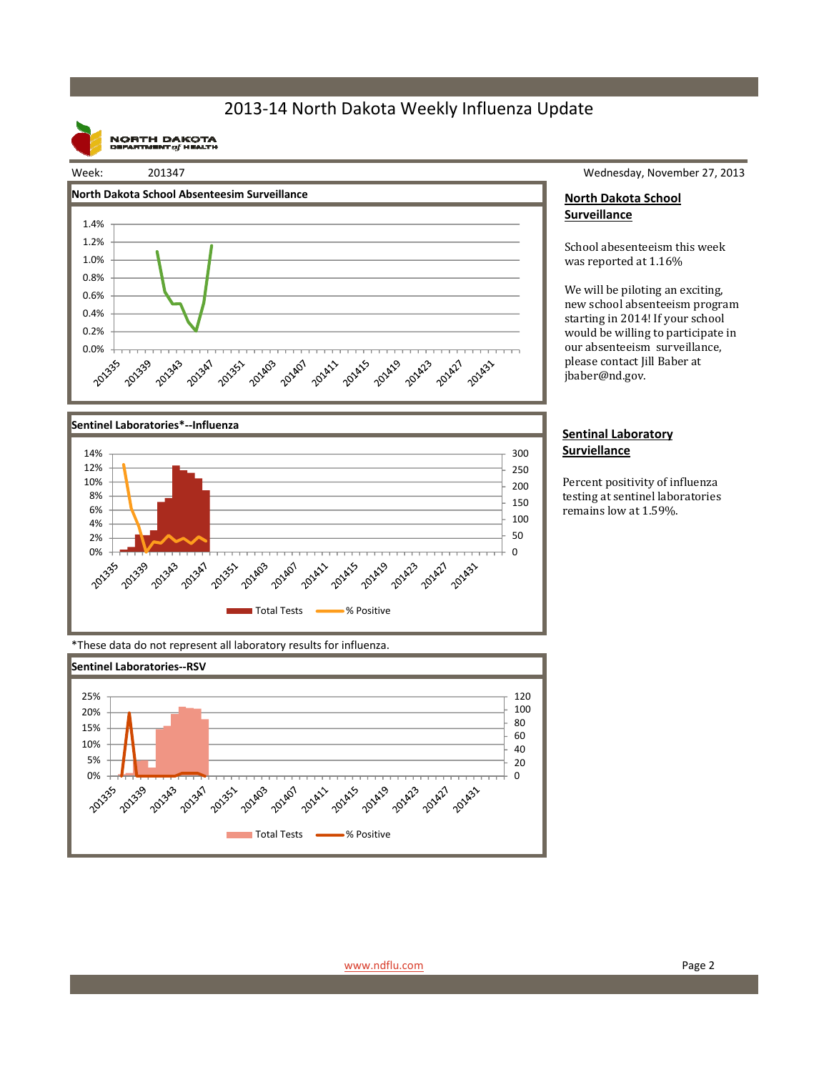# 2013-14 North Dakota Weekly Influenza Update

NORTH DAKOTA DEPARTMENT of HEALTH

Week: 201347

Wednesday, November 27, 2013

## North Dakota School Absenteesim Surveillance

1.4%
1.2%
1.0%
0.8%
0.6%
0.4%
0.2%
0.0%

201335 201339 201343 201347 201351 201403 201407 201411 201415 201419 201423 201427 201431

## North Dakota School Surveillance

School abesenteeism this week was reported at 1.16%

We will be piloting an exciting, new school absenteeism program starting in 2014! If your school would be willing to participate in our absenteeism surveillance, please contact Jill Baber at jbaber@nd.gov.

## Sentinel Laboratories*--Influenza

14%
12%
10%
8%
6%
4%
2%
0%

300
250
200
150
100
50
0

201335 201339 201343 201347 201351 201403 201407 201411 201415 201419 201423 201427 201431

Total Tests
% Positive

*These data do not represent all laboratory results for influenza.

## Sentinal Laboratory Surviellance

Percent positivity of influenza testing at sentinel laboratories remains low at 1.59%.

## Sentinel Laboratories--RSV

25%
20%
15%
10%
5%
0%

120
100
80
60
40
20
0

201335 201339 201343 201347 201351 201403 201407 201411 201415 201419 201423 201427 201431

Total Tests
% Positive

www.ndflu.com